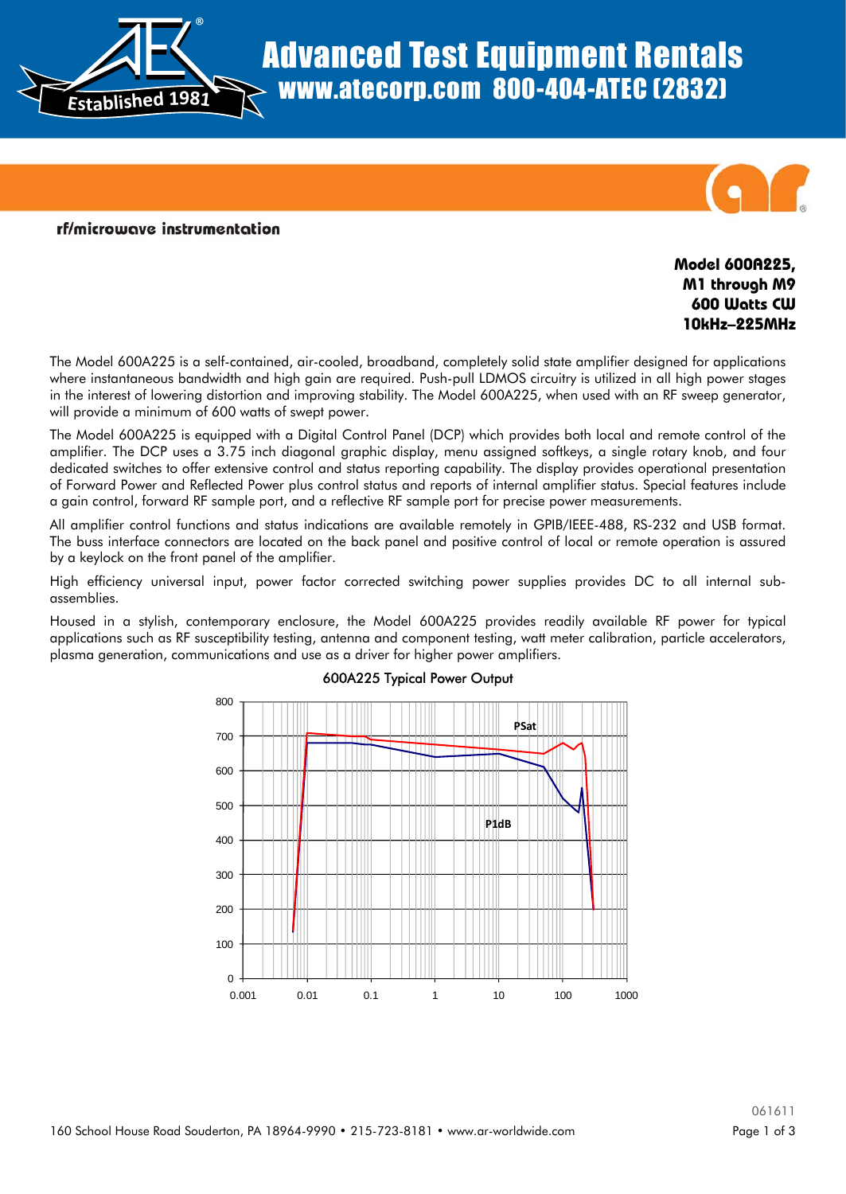# Advanced Test Equipment Rentals

www.atecorp.com 800-404-ATEC (2832)

Established 1981

rf/microwave instrumentation

**Model 600A225,**
**M1 through M9**
**600 Watts CW**
**10kHz–225MHz**

The Model 600A225 is a self-contained, air-cooled, broadband, completely solid state amplifier designed for applications where instantaneous bandwidth and high gain are required. Push-pull LDMOS circuitry is utilized in all high power stages in the interest of lowering distortion and improving stability. The Model 600A225, when used with an RF sweep generator, will provide a minimum of 600 watts of swept power.

The Model 600A225 is equipped with a Digital Control Panel (DCP) which provides both local and remote control of the amplifier. The DCP uses a 3.75 inch diagonal graphic display, menu assigned softkeys, a single rotary knob, and four dedicated switches to offer extensive control and status reporting capability. The display provides operational presentation of Forward Power and Reflected Power plus control status and reports of internal amplifier status. Special features include a gain control, forward RF sample port, and a reflective RF sample port for precise power measurements.

All amplifier control functions and status indications are available remotely in GPIB/IEEE-488, RS-232 and USB format. The buss interface connectors are located on the back panel and positive control of local or remote operation is assured by a keylock on the front panel of the amplifier.

High efficiency universal input, power factor corrected switching power supplies provides DC to all internal sub-assemblies.

Housed in a stylish, contemporary enclosure, the Model 600A225 provides readily available RF power for typical applications such as RF susceptibility testing, antenna and component testing, watt meter calibration, particle accelerators, plasma generation, communications and use as a driver for higher power amplifiers.

600A225 Typical Power Output

061611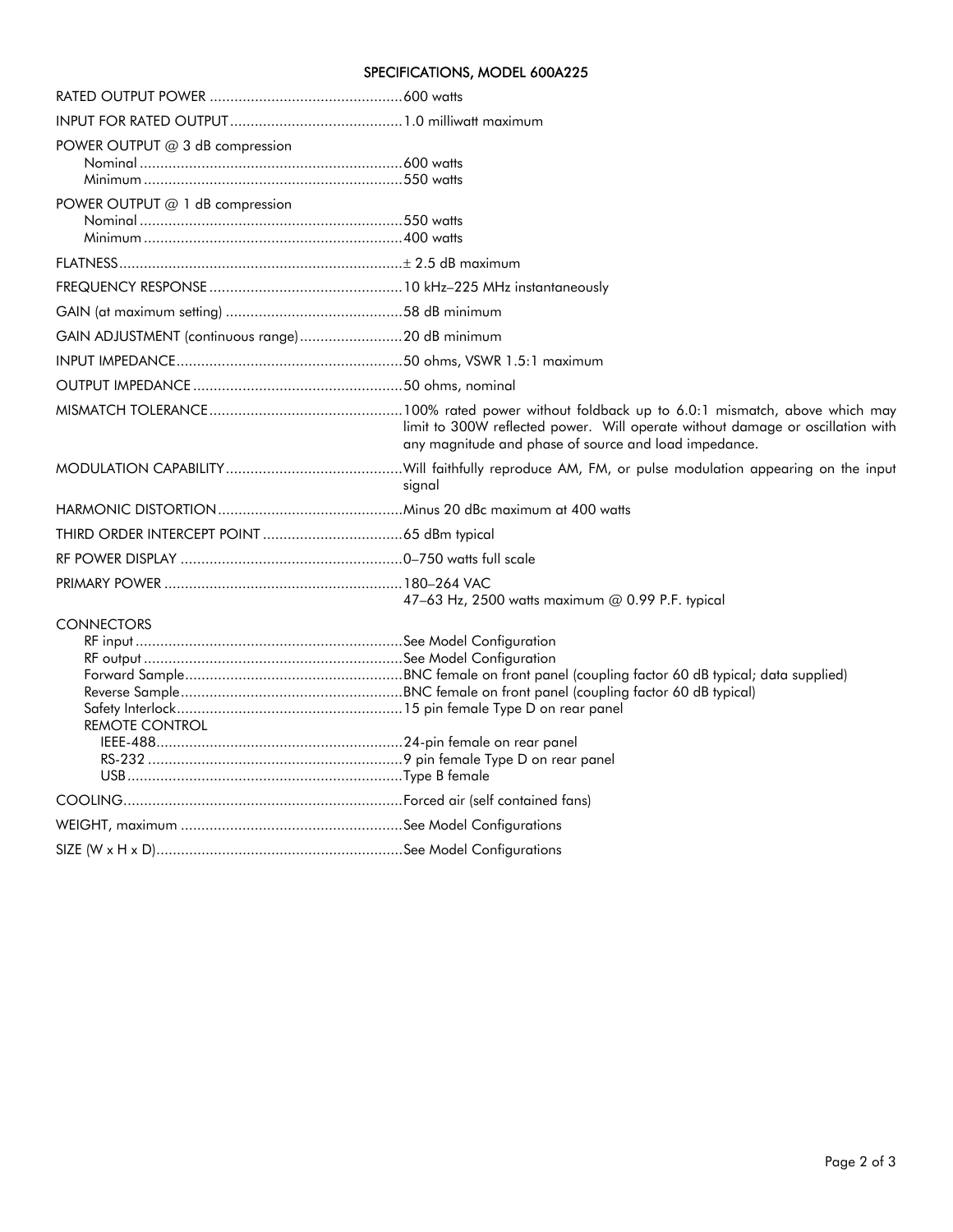## SPECIFICATIONS, MODEL 600A225

| | |
|---|---|
| RATED OUTPUT POWER | 600 watts |
| INPUT FOR RATED OUTPUT | 1.0 milliwatt maximum |
| POWER OUTPUT @ 3 dB compression | |
| Nominal | 600 watts |
| Minimum | 550 watts |
| POWER OUTPUT @ 1 dB compression | |
| Nominal | 550 watts |
| Minimum | 400 watts |
| FLATNESS | ± 2.5 dB maximum |
| FREQUENCY RESPONSE | 10 kHz–225 MHz instantaneously |
| GAIN (at maximum setting) | 58 dB minimum |
| GAIN ADJUSTMENT (continuous range) | 20 dB minimum |
| INPUT IMPEDANCE | 50 ohms, VSWR 1.5:1 maximum |
| OUTPUT IMPEDANCE | 50 ohms, nominal |
| MISMATCH TOLERANCE | 100% rated power without foldback up to 6.0:1 mismatch, above which may limit to 300W reflected power. Will operate without damage or oscillation with any magnitude and phase of source and load impedance. |
| MODULATION CAPABILITY | Will faithfully reproduce AM, FM, or pulse modulation appearing on the input signal |
| HARMONIC DISTORTION | Minus 20 dBc maximum at 400 watts |
| THIRD ORDER INTERCEPT POINT | 65 dBm typical |
| RF POWER DISPLAY | 0–750 watts full scale |
| PRIMARY POWER | 180–264 VAC<br>47–63 Hz, 2500 watts maximum @ 0.99 P.F. typical |
| CONNECTORS | |
| RF input | See Model Configuration |
| RF output | See Model Configuration |
| Forward Sample | BNC female on front panel (coupling factor 60 dB typical; data supplied) |
| Reverse Sample | BNC female on front panel (coupling factor 60 dB typical) |
| Safety Interlock | 15 pin female Type D on rear panel |
| REMOTE CONTROL | |
| IEEE-488 | 24-pin female on rear panel |
| RS-232 | 9 pin female Type D on rear panel |
| USB | Type B female |
| COOLING | Forced air (self contained fans) |
| WEIGHT, maximum | See Model Configurations |
| SIZE (W x H x D) | See Model Configurations |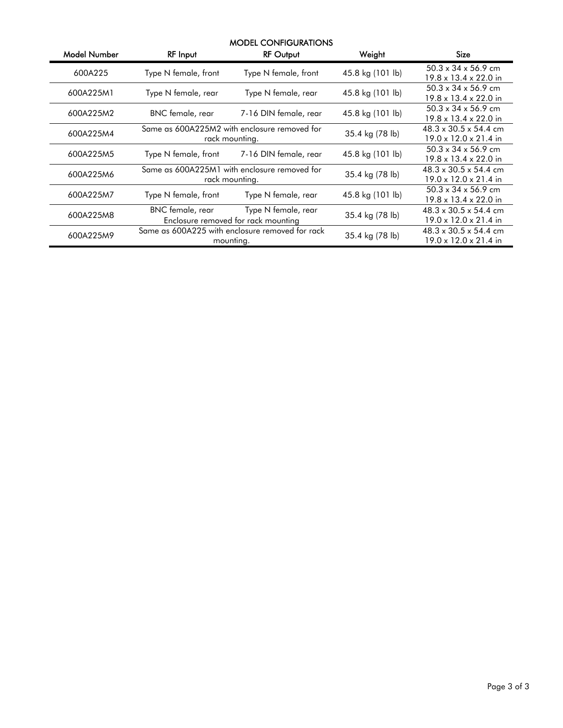## MODEL CONFIGURATIONS

| Model Number | RF Input | RF Output | Weight | Size |
|---|---|---|---|---|
| 600A225 | Type N female, front | Type N female, front | 45.8 kg (101 lb) | 50.3 x 34 x 56.9 cm<br>19.8 x 13.4 x 22.0 in |
| 600A225M1 | Type N female, rear | Type N female, rear | 45.8 kg (101 lb) | 50.3 x 34 x 56.9 cm<br>19.8 x 13.4 x 22.0 in |
| 600A225M2 | BNC female, rear | 7-16 DIN female, rear | 45.8 kg (101 lb) | 50.3 x 34 x 56.9 cm<br>19.8 x 13.4 x 22.0 in |
| 600A225M4 | Same as 600A225M2 with enclosure removed for rack mounting. | | 35.4 kg (78 lb) | 48.3 x 30.5 x 54.4 cm<br>19.0 x 12.0 x 21.4 in |
| 600A225M5 | Type N female, front | 7-16 DIN female, rear | 45.8 kg (101 lb) | 50.3 x 34 x 56.9 cm<br>19.8 x 13.4 x 22.0 in |
| 600A225M6 | Same as 600A225M1 with enclosure removed for rack mounting. | | 35.4 kg (78 lb) | 48.3 x 30.5 x 54.4 cm<br>19.0 x 12.0 x 21.4 in |
| 600A225M7 | Type N female, front | Type N female, rear | 45.8 kg (101 lb) | 50.3 x 34 x 56.9 cm<br>19.8 x 13.4 x 22.0 in |
| 600A225M8 | BNC female, rear<br>Enclosure removed for rack mounting | Type N female, rear | 35.4 kg (78 lb) | 48.3 x 30.5 x 54.4 cm<br>19.0 x 12.0 x 21.4 in |
| 600A225M9 | Same as 600A225 with enclosure removed for rack mounting. | | 35.4 kg (78 lb) | 48.3 x 30.5 x 54.4 cm<br>19.0 x 12.0 x 21.4 in |